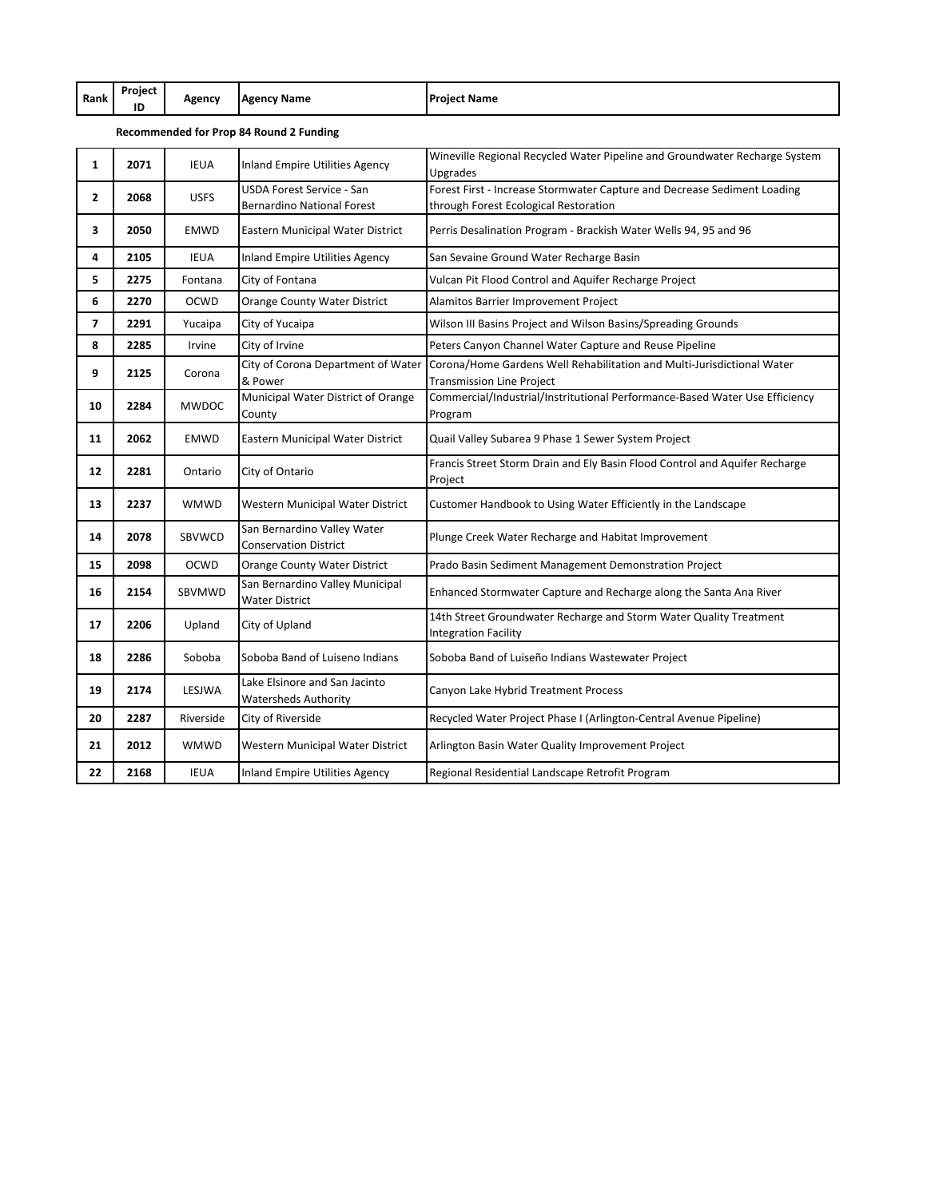| Rank | Project ID | Agency | Agency Name | Project Name |
|---|---|---|---|---|
| | | | **Recommended for Prop 84 Round 2 Funding** | |
| 1 | 2071 | IEUA | Inland Empire Utilities Agency | Wineville Regional Recycled Water Pipeline and Groundwater Recharge System Upgrades |
| 2 | 2068 | USFS | USDA Forest Service - San Bernardino National Forest | Forest First - Increase Stormwater Capture and Decrease Sediment Loading through Forest Ecological Restoration |
| 3 | 2050 | EMWD | Eastern Municipal Water District | Perris Desalination Program - Brackish Water Wells 94, 95 and 96 |
| 4 | 2105 | IEUA | Inland Empire Utilities Agency | San Sevaine Ground Water Recharge Basin |
| 5 | 2275 | Fontana | City of Fontana | Vulcan Pit Flood Control and Aquifer Recharge Project |
| 6 | 2270 | OCWD | Orange County Water District | Alamitos Barrier Improvement Project |
| 7 | 2291 | Yucaipa | City of Yucaipa | Wilson III Basins Project and Wilson Basins/Spreading Grounds |
| 8 | 2285 | Irvine | City of Irvine | Peters Canyon Channel Water Capture and Reuse Pipeline |
| 9 | 2125 | Corona | City of Corona Department of Water & Power | Corona/Home Gardens Well Rehabilitation and Multi-Jurisdictional Water Transmission Line Project |
| 10 | 2284 | MWDOC | Municipal Water District of Orange County | Commercial/Industrial/Institutional Performance-Based Water Use Efficiency Program |
| 11 | 2062 | EMWD | Eastern Municipal Water District | Quail Valley Subarea 9 Phase 1 Sewer System Project |
| 12 | 2281 | Ontario | City of Ontario | Francis Street Storm Drain and Ely Basin Flood Control and Aquifer Recharge Project |
| 13 | 2237 | WMWD | Western Municipal Water District | Customer Handbook to Using Water Efficiently in the Landscape |
| 14 | 2078 | SBVWCD | San Bernardino Valley Water Conservation District | Plunge Creek Water Recharge and Habitat Improvement |
| 15 | 2098 | OCWD | Orange County Water District | Prado Basin Sediment Management Demonstration Project |
| 16 | 2154 | SBVMWD | San Bernardino Valley Municipal Water District | Enhanced Stormwater Capture and Recharge along the Santa Ana River |
| 17 | 2206 | Upland | City of Upland | 14th Street Groundwater Recharge and Storm Water Quality Treatment Integration Facility |
| 18 | 2286 | Soboba | Soboba Band of Luiseno Indians | Soboba Band of Luiseño Indians Wastewater Project |
| 19 | 2174 | LESJWA | Lake Elsinore and San Jacinto Watersheds Authority | Canyon Lake Hybrid Treatment Process |
| 20 | 2287 | Riverside | City of Riverside | Recycled Water Project Phase I (Arlington-Central Avenue Pipeline) |
| 21 | 2012 | WMWD | Western Municipal Water District | Arlington Basin Water Quality Improvement Project |
| 22 | 2168 | IEUA | Inland Empire Utilities Agency | Regional Residential Landscape Retrofit Program |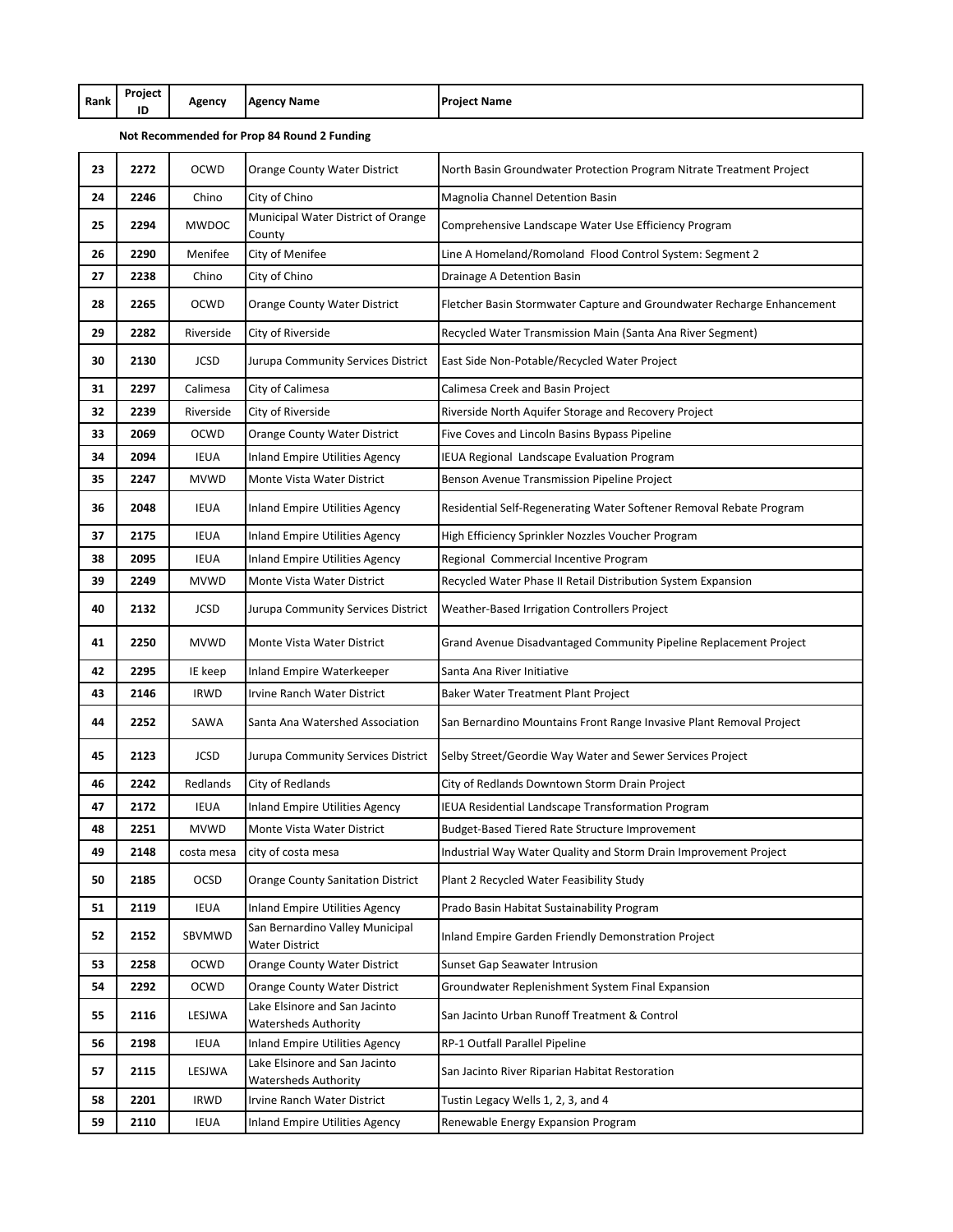| Rank | Project ID | Agency | Agency Name | Project Name |
|---|---|---|---|---|

**Not Recommended for Prop 84 Round 2 Funding**

| Rank | Project ID | Agency | Agency Name | Project Name |
|---|---|---|---|---|
| 23 | 2272 | OCWD | Orange County Water District | North Basin Groundwater Protection Program Nitrate Treatment Project |
| 24 | 2246 | Chino | City of Chino | Magnolia Channel Detention Basin |
| 25 | 2294 | MWDOC | Municipal Water District of Orange County | Comprehensive Landscape Water Use Efficiency Program |
| 26 | 2290 | Menifee | City of Menifee | Line A Homeland/Romoland Flood Control System: Segment 2 |
| 27 | 2238 | Chino | City of Chino | Drainage A Detention Basin |
| 28 | 2265 | OCWD | Orange County Water District | Fletcher Basin Stormwater Capture and Groundwater Recharge Enhancement |
| 29 | 2282 | Riverside | City of Riverside | Recycled Water Transmission Main (Santa Ana River Segment) |
| 30 | 2130 | JCSD | Jurupa Community Services District | East Side Non-Potable/Recycled Water Project |
| 31 | 2297 | Calimesa | City of Calimesa | Calimesa Creek and Basin Project |
| 32 | 2239 | Riverside | City of Riverside | Riverside North Aquifer Storage and Recovery Project |
| 33 | 2069 | OCWD | Orange County Water District | Five Coves and Lincoln Basins Bypass Pipeline |
| 34 | 2094 | IEUA | Inland Empire Utilities Agency | IEUA Regional Landscape Evaluation Program |
| 35 | 2247 | MVWD | Monte Vista Water District | Benson Avenue Transmission Pipeline Project |
| 36 | 2048 | IEUA | Inland Empire Utilities Agency | Residential Self-Regenerating Water Softener Removal Rebate Program |
| 37 | 2175 | IEUA | Inland Empire Utilities Agency | High Efficiency Sprinkler Nozzles Voucher Program |
| 38 | 2095 | IEUA | Inland Empire Utilities Agency | Regional Commercial Incentive Program |
| 39 | 2249 | MVWD | Monte Vista Water District | Recycled Water Phase II Retail Distribution System Expansion |
| 40 | 2132 | JCSD | Jurupa Community Services District | Weather-Based Irrigation Controllers Project |
| 41 | 2250 | MVWD | Monte Vista Water District | Grand Avenue Disadvantaged Community Pipeline Replacement Project |
| 42 | 2295 | IE keep | Inland Empire Waterkeeper | Santa Ana River Initiative |
| 43 | 2146 | IRWD | Irvine Ranch Water District | Baker Water Treatment Plant Project |
| 44 | 2252 | SAWA | Santa Ana Watershed Association | San Bernardino Mountains Front Range Invasive Plant Removal Project |
| 45 | 2123 | JCSD | Jurupa Community Services District | Selby Street/Geordie Way Water and Sewer Services Project |
| 46 | 2242 | Redlands | City of Redlands | City of Redlands Downtown Storm Drain Project |
| 47 | 2172 | IEUA | Inland Empire Utilities Agency | IEUA Residential Landscape Transformation Program |
| 48 | 2251 | MVWD | Monte Vista Water District | Budget-Based Tiered Rate Structure Improvement |
| 49 | 2148 | costa mesa | city of costa mesa | Industrial Way Water Quality and Storm Drain Improvement Project |
| 50 | 2185 | OCSD | Orange County Sanitation District | Plant 2 Recycled Water Feasibility Study |
| 51 | 2119 | IEUA | Inland Empire Utilities Agency | Prado Basin Habitat Sustainability Program |
| 52 | 2152 | SBVMWD | San Bernardino Valley Municipal Water District | Inland Empire Garden Friendly Demonstration Project |
| 53 | 2258 | OCWD | Orange County Water District | Sunset Gap Seawater Intrusion |
| 54 | 2292 | OCWD | Orange County Water District | Groundwater Replenishment System Final Expansion |
| 55 | 2116 | LESJWA | Lake Elsinore and San Jacinto Watersheds Authority | San Jacinto Urban Runoff Treatment & Control |
| 56 | 2198 | IEUA | Inland Empire Utilities Agency | RP-1 Outfall Parallel Pipeline |
| 57 | 2115 | LESJWA | Lake Elsinore and San Jacinto Watersheds Authority | San Jacinto River Riparian Habitat Restoration |
| 58 | 2201 | IRWD | Irvine Ranch Water District | Tustin Legacy Wells 1, 2, 3, and 4 |
| 59 | 2110 | IEUA | Inland Empire Utilities Agency | Renewable Energy Expansion Program |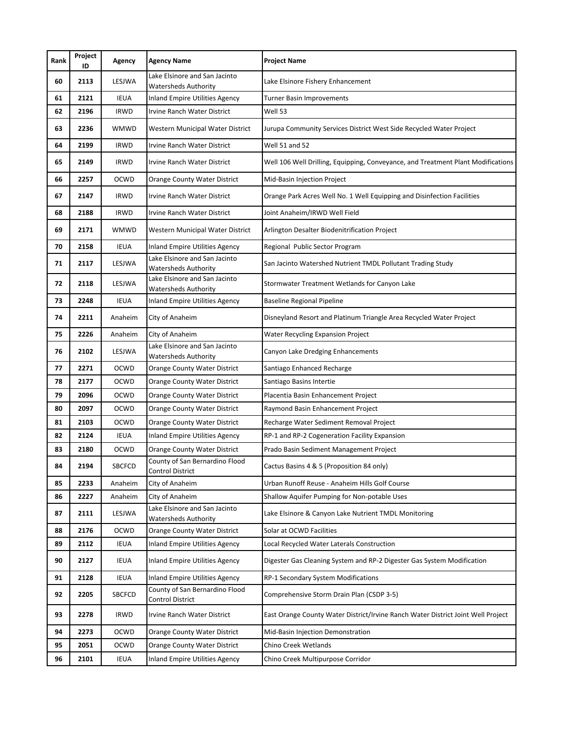| Rank | Project ID | Agency | Agency Name | Project Name |
|---|---|---|---|---|
| 60 | 2113 | LESJWA | Lake Elsinore and San Jacinto Watersheds Authority | Lake Elsinore Fishery Enhancement |
| 61 | 2121 | IEUA | Inland Empire Utilities Agency | Turner Basin Improvements |
| 62 | 2196 | IRWD | Irvine Ranch Water District | Well 53 |
| 63 | 2236 | WMWD | Western Municipal Water District | Jurupa Community Services District West Side Recycled Water Project |
| 64 | 2199 | IRWD | Irvine Ranch Water District | Well 51 and 52 |
| 65 | 2149 | IRWD | Irvine Ranch Water District | Well 106 Well Drilling, Equipping, Conveyance, and Treatment Plant Modifications |
| 66 | 2257 | OCWD | Orange County Water District | Mid-Basin Injection Project |
| 67 | 2147 | IRWD | Irvine Ranch Water District | Orange Park Acres Well No. 1 Well Equipping and Disinfection Facilities |
| 68 | 2188 | IRWD | Irvine Ranch Water District | Joint Anaheim/IRWD Well Field |
| 69 | 2171 | WMWD | Western Municipal Water District | Arlington Desalter Biodenitrification Project |
| 70 | 2158 | IEUA | Inland Empire Utilities Agency | Regional Public Sector Program |
| 71 | 2117 | LESJWA | Lake Elsinore and San Jacinto Watersheds Authority | San Jacinto Watershed Nutrient TMDL Pollutant Trading Study |
| 72 | 2118 | LESJWA | Lake Elsinore and San Jacinto Watersheds Authority | Stormwater Treatment Wetlands for Canyon Lake |
| 73 | 2248 | IEUA | Inland Empire Utilities Agency | Baseline Regional Pipeline |
| 74 | 2211 | Anaheim | City of Anaheim | Disneyland Resort and Platinum Triangle Area Recycled Water Project |
| 75 | 2226 | Anaheim | City of Anaheim | Water Recycling Expansion Project |
| 76 | 2102 | LESJWA | Lake Elsinore and San Jacinto Watersheds Authority | Canyon Lake Dredging Enhancements |
| 77 | 2271 | OCWD | Orange County Water District | Santiago Enhanced Recharge |
| 78 | 2177 | OCWD | Orange County Water District | Santiago Basins Intertie |
| 79 | 2096 | OCWD | Orange County Water District | Placentia Basin Enhancement Project |
| 80 | 2097 | OCWD | Orange County Water District | Raymond Basin Enhancement Project |
| 81 | 2103 | OCWD | Orange County Water District | Recharge Water Sediment Removal Project |
| 82 | 2124 | IEUA | Inland Empire Utilities Agency | RP-1 and RP-2 Cogeneration Facility Expansion |
| 83 | 2180 | OCWD | Orange County Water District | Prado Basin Sediment Management Project |
| 84 | 2194 | SBCFCD | County of San Bernardino Flood Control District | Cactus Basins 4 & 5 (Proposition 84 only) |
| 85 | 2233 | Anaheim | City of Anaheim | Urban Runoff Reuse - Anaheim Hills Golf Course |
| 86 | 2227 | Anaheim | City of Anaheim | Shallow Aquifer Pumping for Non-potable Uses |
| 87 | 2111 | LESJWA | Lake Elsinore and San Jacinto Watersheds Authority | Lake Elsinore & Canyon Lake Nutrient TMDL Monitoring |
| 88 | 2176 | OCWD | Orange County Water District | Solar at OCWD Facilities |
| 89 | 2112 | IEUA | Inland Empire Utilities Agency | Local Recycled Water Laterals Construction |
| 90 | 2127 | IEUA | Inland Empire Utilities Agency | Digester Gas Cleaning System and RP-2 Digester Gas System Modification |
| 91 | 2128 | IEUA | Inland Empire Utilities Agency | RP-1 Secondary System Modifications |
| 92 | 2205 | SBCFCD | County of San Bernardino Flood Control District | Comprehensive Storm Drain Plan (CSDP 3-5) |
| 93 | 2278 | IRWD | Irvine Ranch Water District | East Orange County Water District/Irvine Ranch Water District Joint Well Project |
| 94 | 2273 | OCWD | Orange County Water District | Mid-Basin Injection Demonstration |
| 95 | 2051 | OCWD | Orange County Water District | Chino Creek Wetlands |
| 96 | 2101 | IEUA | Inland Empire Utilities Agency | Chino Creek Multipurpose Corridor |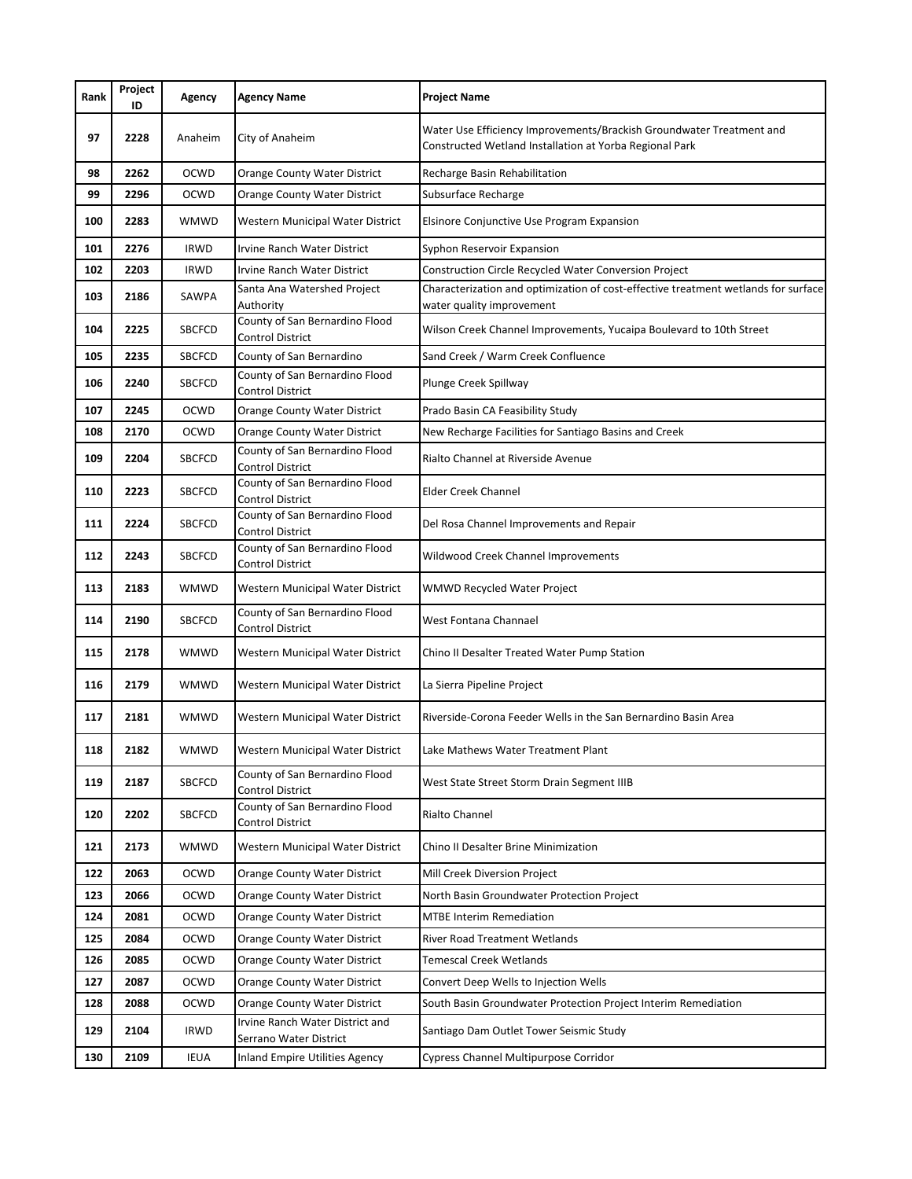| Rank | Project ID | Agency | Agency Name | Project Name |
|---|---|---|---|---|
| 97 | 2228 | Anaheim | City of Anaheim | Water Use Efficiency Improvements/Brackish Groundwater Treatment and Constructed Wetland Installation at Yorba Regional Park |
| 98 | 2262 | OCWD | Orange County Water District | Recharge Basin Rehabilitation |
| 99 | 2296 | OCWD | Orange County Water District | Subsurface Recharge |
| 100 | 2283 | WMWD | Western Municipal Water District | Elsinore Conjunctive Use Program Expansion |
| 101 | 2276 | IRWD | Irvine Ranch Water District | Syphon Reservoir Expansion |
| 102 | 2203 | IRWD | Irvine Ranch Water District | Construction Circle Recycled Water Conversion Project |
| 103 | 2186 | SAWPA | Santa Ana Watershed Project Authority | Characterization and optimization of cost-effective treatment wetlands for surface water quality improvement |
| 104 | 2225 | SBCFCD | County of San Bernardino Flood Control District | Wilson Creek Channel Improvements, Yucaipa Boulevard to 10th Street |
| 105 | 2235 | SBCFCD | County of San Bernardino | Sand Creek / Warm Creek Confluence |
| 106 | 2240 | SBCFCD | County of San Bernardino Flood Control District | Plunge Creek Spillway |
| 107 | 2245 | OCWD | Orange County Water District | Prado Basin CA Feasibility Study |
| 108 | 2170 | OCWD | Orange County Water District | New Recharge Facilities for Santiago Basins and Creek |
| 109 | 2204 | SBCFCD | County of San Bernardino Flood Control District | Rialto Channel at Riverside Avenue |
| 110 | 2223 | SBCFCD | County of San Bernardino Flood Control District | Elder Creek Channel |
| 111 | 2224 | SBCFCD | County of San Bernardino Flood Control District | Del Rosa Channel Improvements and Repair |
| 112 | 2243 | SBCFCD | County of San Bernardino Flood Control District | Wildwood Creek Channel Improvements |
| 113 | 2183 | WMWD | Western Municipal Water District | WMWD Recycled Water Project |
| 114 | 2190 | SBCFCD | County of San Bernardino Flood Control District | West Fontana Channael |
| 115 | 2178 | WMWD | Western Municipal Water District | Chino II Desalter Treated Water Pump Station |
| 116 | 2179 | WMWD | Western Municipal Water District | La Sierra Pipeline Project |
| 117 | 2181 | WMWD | Western Municipal Water District | Riverside-Corona Feeder Wells in the San Bernardino Basin Area |
| 118 | 2182 | WMWD | Western Municipal Water District | Lake Mathews Water Treatment Plant |
| 119 | 2187 | SBCFCD | County of San Bernardino Flood Control District | West State Street Storm Drain Segment IIIB |
| 120 | 2202 | SBCFCD | County of San Bernardino Flood Control District | Rialto Channel |
| 121 | 2173 | WMWD | Western Municipal Water District | Chino II Desalter Brine Minimization |
| 122 | 2063 | OCWD | Orange County Water District | Mill Creek Diversion Project |
| 123 | 2066 | OCWD | Orange County Water District | North Basin Groundwater Protection Project |
| 124 | 2081 | OCWD | Orange County Water District | MTBE Interim Remediation |
| 125 | 2084 | OCWD | Orange County Water District | River Road Treatment Wetlands |
| 126 | 2085 | OCWD | Orange County Water District | Temescal Creek Wetlands |
| 127 | 2087 | OCWD | Orange County Water District | Convert Deep Wells to Injection Wells |
| 128 | 2088 | OCWD | Orange County Water District | South Basin Groundwater Protection Project Interim Remediation |
| 129 | 2104 | IRWD | Irvine Ranch Water District and Serrano Water District | Santiago Dam Outlet Tower Seismic Study |
| 130 | 2109 | IEUA | Inland Empire Utilities Agency | Cypress Channel Multipurpose Corridor |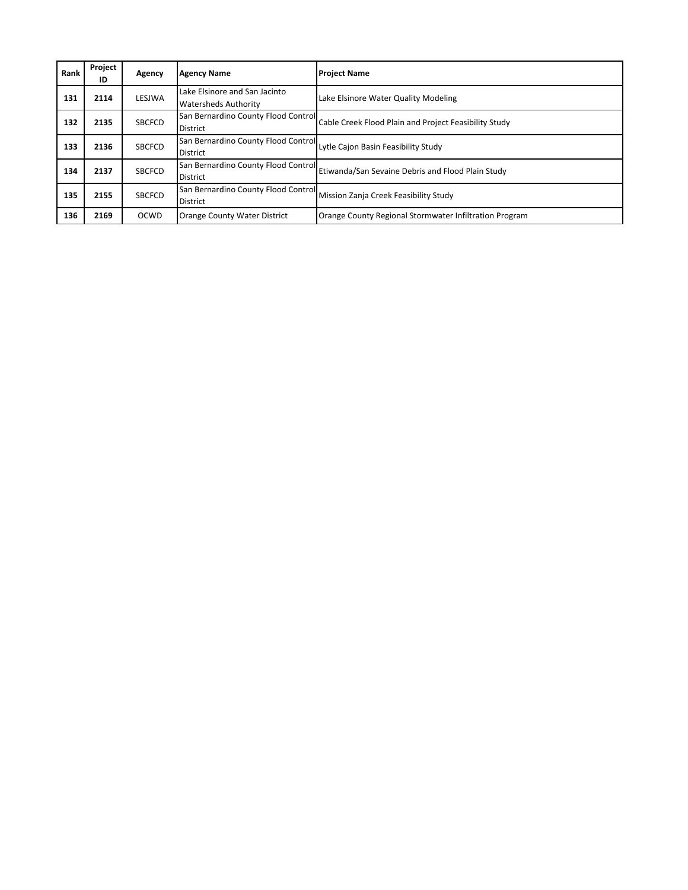| Rank | Project ID | Agency | Agency Name | Project Name |
|---|---|---|---|---|
| **131** | **2114** | LESJWA | Lake Elsinore and San Jacinto Watersheds Authority | Lake Elsinore Water Quality Modeling |
| **132** | **2135** | SBCFCD | San Bernardino County Flood Control District | Cable Creek Flood Plain and Project Feasibility Study |
| **133** | **2136** | SBCFCD | San Bernardino County Flood Control District | Lytle Cajon Basin Feasibility Study |
| **134** | **2137** | SBCFCD | San Bernardino County Flood Control District | Etiwanda/San Sevaine Debris and Flood Plain Study |
| **135** | **2155** | SBCFCD | San Bernardino County Flood Control District | Mission Zanja Creek Feasibility Study |
| **136** | **2169** | OCWD | Orange County Water District | Orange County Regional Stormwater Infiltration Program |